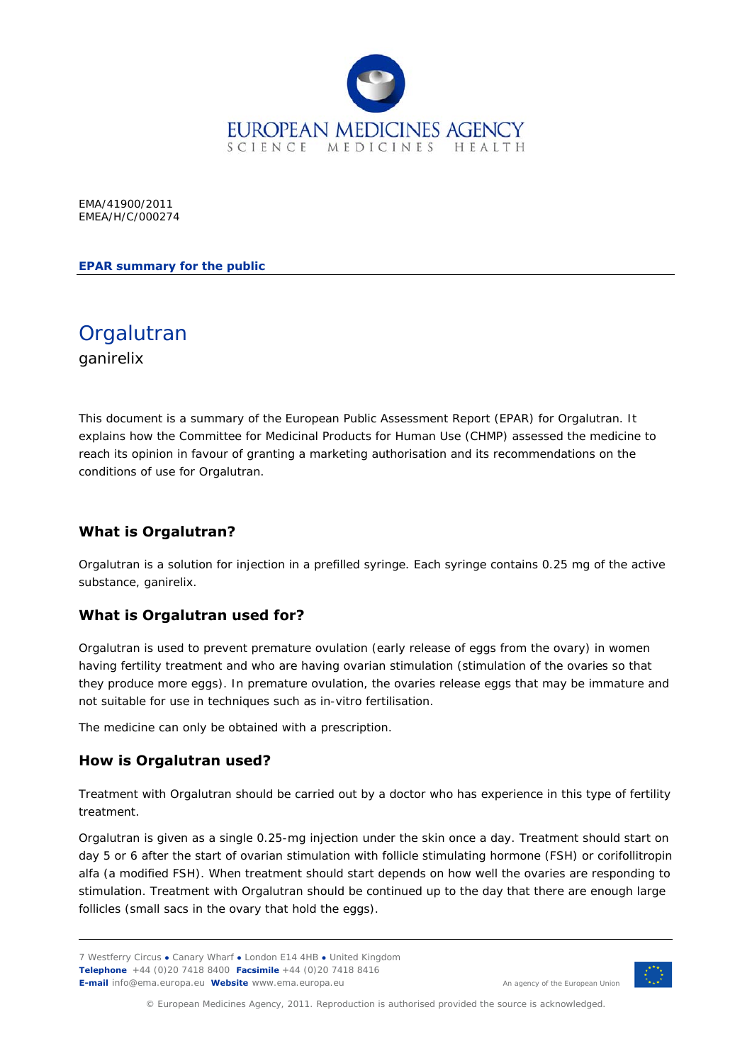EUROPEAN MEDICINES AGENCY
SCIENCE MEDICINES HEALTH

EMA/41900/2011
EMEA/H/C/000274

**EPAR summary for the public**

# Orgalutran

ganirelix

This document is a summary of the European Public Assessment Report (EPAR) for Orgalutran. It explains how the Committee for Medicinal Products for Human Use (CHMP) assessed the medicine to reach its opinion in favour of granting a marketing authorisation and its recommendations on the conditions of use for Orgalutran.

## What is Orgalutran?

Orgalutran is a solution for injection in a prefilled syringe. Each syringe contains 0.25 mg of the active substance, ganirelix.

## What is Orgalutran used for?

Orgalutran is used to prevent premature ovulation (early release of eggs from the ovary) in women having fertility treatment and who are having ovarian stimulation (stimulation of the ovaries so that they produce more eggs). In premature ovulation, the ovaries release eggs that may be immature and not suitable for use in techniques such as in-vitro fertilisation.

The medicine can only be obtained with a prescription.

## How is Orgalutran used?

Treatment with Orgalutran should be carried out by a doctor who has experience in this type of fertility treatment.

Orgalutran is given as a single 0.25-mg injection under the skin once a day. Treatment should start on day 5 or 6 after the start of ovarian stimulation with follicle stimulating hormone (FSH) or corifollitropin alfa (a modified FSH). When treatment should start depends on how well the ovaries are responding to stimulation. Treatment with Orgalutran should be continued up to the day that there are enough large follicles (small sacs in the ovary that hold the eggs).

7 Westferry Circus ● Canary Wharf ● London E14 4HB ● United Kingdom
**Telephone** +44 (0)20 7418 8400 **Facsimile** +44 (0)20 7418 8416
**E-mail** info@ema.europa.eu **Website** www.ema.europa.eu

An agency of the European Union

© European Medicines Agency, 2011. Reproduction is authorised provided the source is acknowledged.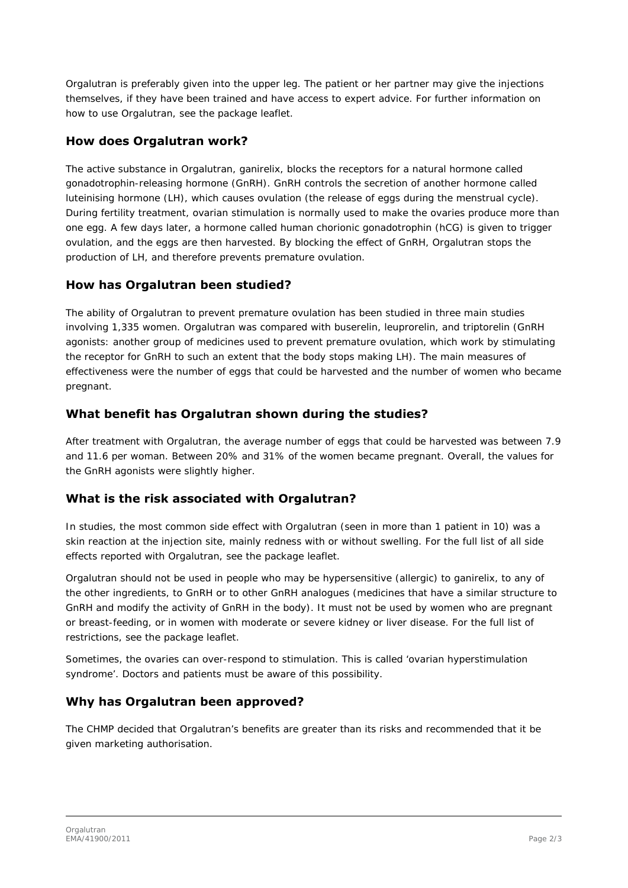Orgalutran is preferably given into the upper leg. The patient or her partner may give the injections themselves, if they have been trained and have access to expert advice. For further information on how to use Orgalutran, see the package leaflet.

## How does Orgalutran work?

The active substance in Orgalutran, ganirelix, blocks the receptors for a natural hormone called gonadotrophin-releasing hormone (GnRH). GnRH controls the secretion of another hormone called luteinising hormone (LH), which causes ovulation (the release of eggs during the menstrual cycle). During fertility treatment, ovarian stimulation is normally used to make the ovaries produce more than one egg. A few days later, a hormone called human chorionic gonadotrophin (hCG) is given to trigger ovulation, and the eggs are then harvested. By blocking the effect of GnRH, Orgalutran stops the production of LH, and therefore prevents premature ovulation.

## How has Orgalutran been studied?

The ability of Orgalutran to prevent premature ovulation has been studied in three main studies involving 1,335 women. Orgalutran was compared with buserelin, leuprorelin, and triptorelin (GnRH agonists: another group of medicines used to prevent premature ovulation, which work by stimulating the receptor for GnRH to such an extent that the body stops making LH). The main measures of effectiveness were the number of eggs that could be harvested and the number of women who became pregnant.

## What benefit has Orgalutran shown during the studies?

After treatment with Orgalutran, the average number of eggs that could be harvested was between 7.9 and 11.6 per woman. Between 20% and 31% of the women became pregnant. Overall, the values for the GnRH agonists were slightly higher.

## What is the risk associated with Orgalutran?

In studies, the most common side effect with Orgalutran (seen in more than 1 patient in 10) was a skin reaction at the injection site, mainly redness with or without swelling. For the full list of all side effects reported with Orgalutran, see the package leaflet.

Orgalutran should not be used in people who may be hypersensitive (allergic) to ganirelix, to any of the other ingredients, to GnRH or to other GnRH analogues (medicines that have a similar structure to GnRH and modify the activity of GnRH in the body). It must not be used by women who are pregnant or breast-feeding, or in women with moderate or severe kidney or liver disease. For the full list of restrictions, see the package leaflet.

Sometimes, the ovaries can over-respond to stimulation. This is called 'ovarian hyperstimulation syndrome'. Doctors and patients must be aware of this possibility.

## Why has Orgalutran been approved?

The CHMP decided that Orgalutran's benefits are greater than its risks and recommended that it be given marketing authorisation.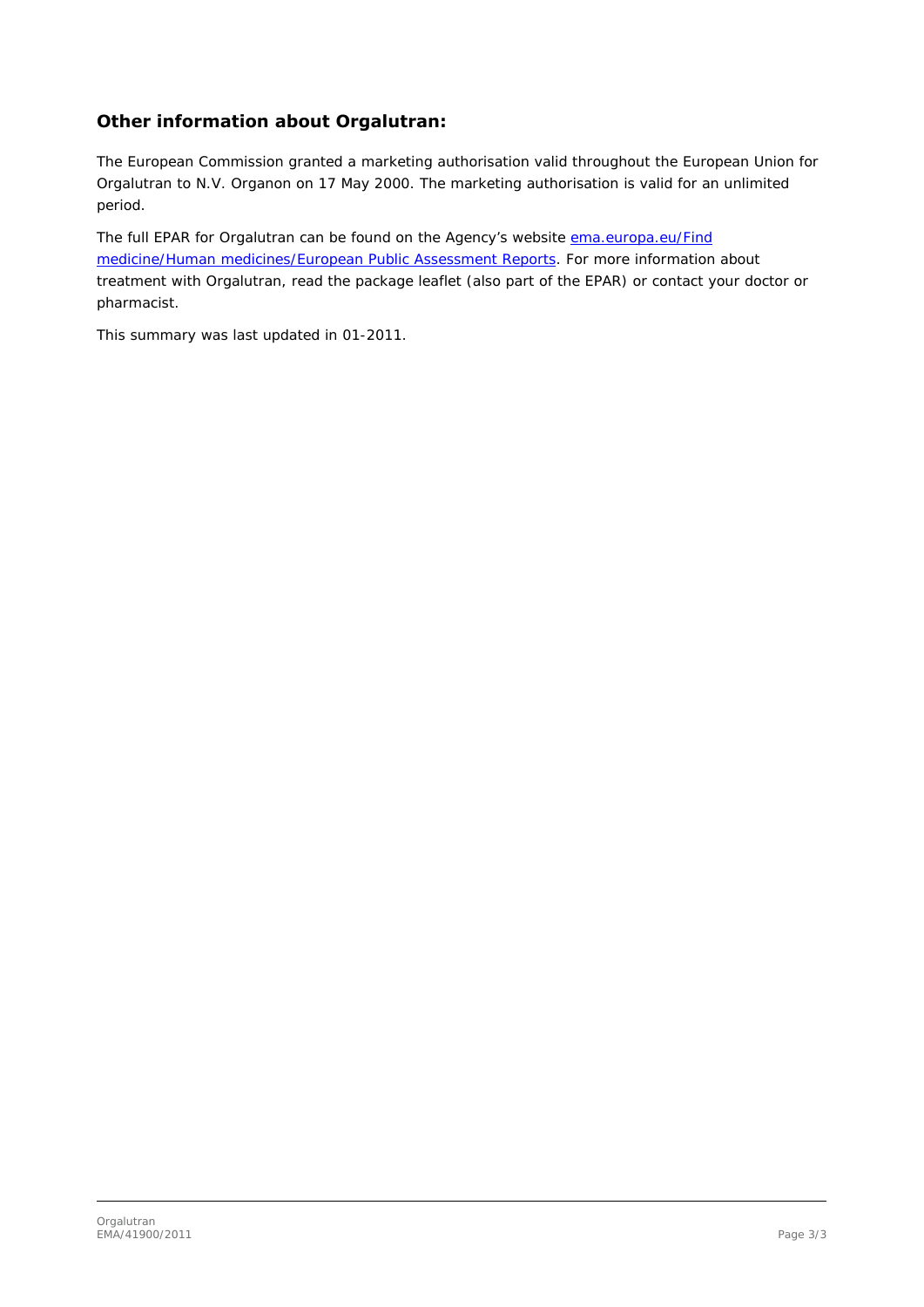## Other information about Orgalutran:

The European Commission granted a marketing authorisation valid throughout the European Union for Orgalutran to N.V. Organon on 17 May 2000. The marketing authorisation is valid for an unlimited period.

The full EPAR for Orgalutran can be found on the Agency's website [ema.europa.eu/Find medicine/Human medicines/European Public Assessment Reports](ema.europa.eu/Find medicine/Human medicines/European Public Assessment Reports). For more information about treatment with Orgalutran, read the package leaflet (also part of the EPAR) or contact your doctor or pharmacist.

This summary was last updated in 01-2011.